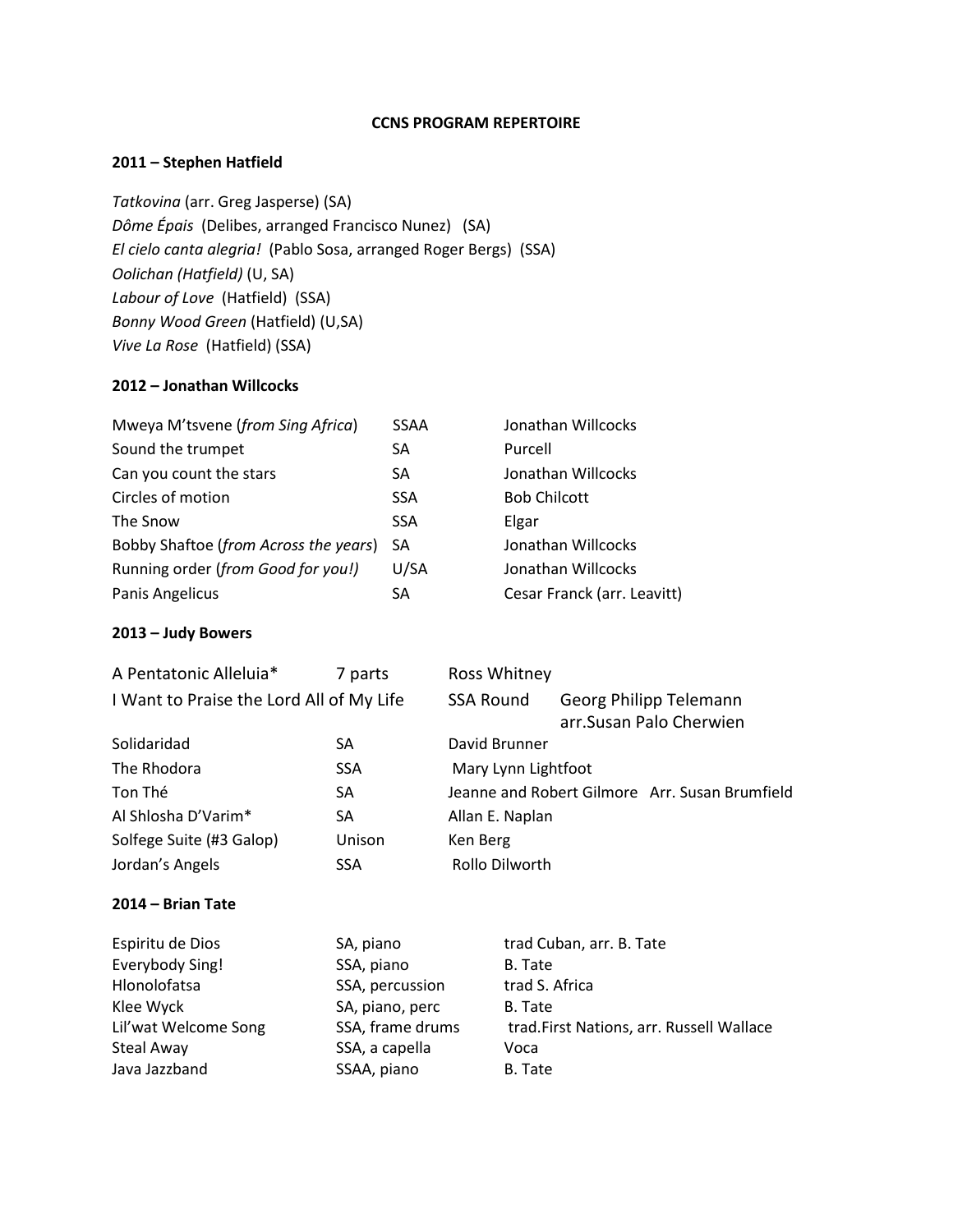# CCNS PROGRAM REPERTOIRE

## 2011 – Stephen Hatfield

*Tatkovina* (arr. Greg Jasperse) (SA)
*Dôme Épais* (Delibes, arranged Francisco Nunez) (SA)
*El cielo canta alegria!* (Pablo Sosa, arranged Roger Bergs) (SSA)
*Oolichan (Hatfield)* (U, SA)
*Labour of Love* (Hatfield) (SSA)
*Bonny Wood Green* (Hatfield) (U,SA)
*Vive La Rose* (Hatfield) (SSA)

## 2012 – Jonathan Willcocks

| | | |
|---|---|---|
| Mweya M'tsvene (*from Sing Africa*) | SSAA | Jonathan Willcocks |
| Sound the trumpet | SA | Purcell |
| Can you count the stars | SA | Jonathan Willcocks |
| Circles of motion | SSA | Bob Chilcott |
| The Snow | SSA | Elgar |
| Bobby Shaftoe (*from Across the years*) | SA | Jonathan Willcocks |
| Running order (*from Good for you!)* | U/SA | Jonathan Willcocks |
| Panis Angelicus | SA | Cesar Franck (arr. Leavitt) |

## 2013 – Judy Bowers

| | | | |
|---|---|---|---|
| A Pentatonic Alleluia* | 7 parts | Ross Whitney | |
| I Want to Praise the Lord All of My Life | | SSA Round | Georg Philipp Telemann arr.Susan Palo Cherwien |
| Solidaridad | SA | David Brunner | |
| The Rhodora | SSA | Mary Lynn Lightfoot | |
| Ton Thé | SA | Jeanne and Robert Gilmore | Arr. Susan Brumfield |
| Al Shlosha D'Varim* | SA | Allan E. Naplan | |
| Solfege Suite (#3 Galop) | Unison | Ken Berg | |
| Jordan's Angels | SSA | Rollo Dilworth | |

## 2014 – Brian Tate

| | | |
|---|---|---|
| Espiritu de Dios | SA, piano | trad Cuban, arr. B. Tate |
| Everybody Sing! | SSA, piano | B. Tate |
| Hlonolofatsa | SSA, percussion | trad S. Africa |
| Klee Wyck | SA, piano, perc | B. Tate |
| Lil'wat Welcome Song | SSA, frame drums | trad.First Nations, arr. Russell Wallace |
| Steal Away | SSA, a capella | Voca |
| Java Jazzband | SSAA, piano | B. Tate |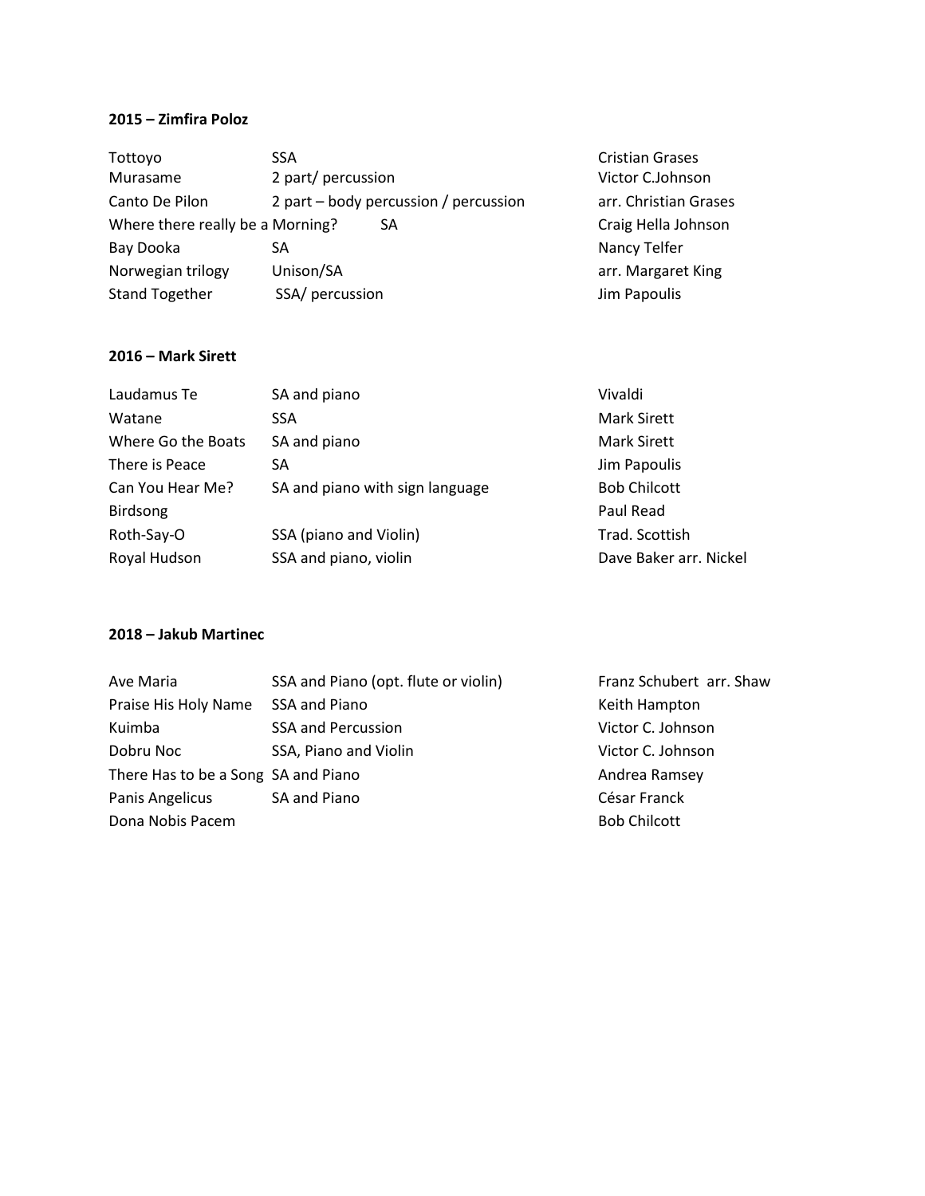**2015 – Zimfira Poloz**

| | | |
|---|---|---|
| Tottoyo | SSA | Cristian Grases |
| Murasame | 2 part/ percussion | Victor C.Johnson |
| Canto De Pilon | 2 part – body percussion / percussion | arr. Christian Grases |
| Where there really be a Morning? | SA | Craig Hella Johnson |
| Bay Dooka | SA | Nancy Telfer |
| Norwegian trilogy | Unison/SA | arr. Margaret King |
| Stand Together | SSA/ percussion | Jim Papoulis |

**2016 – Mark Sirett**

| | | |
|---|---|---|
| Laudamus Te | SA and piano | Vivaldi |
| Watane | SSA | Mark Sirett |
| Where Go the Boats | SA and piano | Mark Sirett |
| There is Peace | SA | Jim Papoulis |
| Can You Hear Me? | SA and piano with sign language | Bob Chilcott |
| Birdsong | | Paul Read |
| Roth-Say-O | SSA (piano and Violin) | Trad. Scottish |
| Royal Hudson | SSA and piano, violin | Dave Baker arr. Nickel |

**2018 – Jakub Martinec**

| | | |
|---|---|---|
| Ave Maria | SSA and Piano (opt. flute or violin) | Franz Schubert arr. Shaw |
| Praise His Holy Name | SSA and Piano | Keith Hampton |
| Kuimba | SSA and Percussion | Victor C. Johnson |
| Dobru Noc | SSA, Piano and Violin | Victor C. Johnson |
| There Has to be a Song | SA and Piano | Andrea Ramsey |
| Panis Angelicus | SA and Piano | César Franck |
| Dona Nobis Pacem | | Bob Chilcott |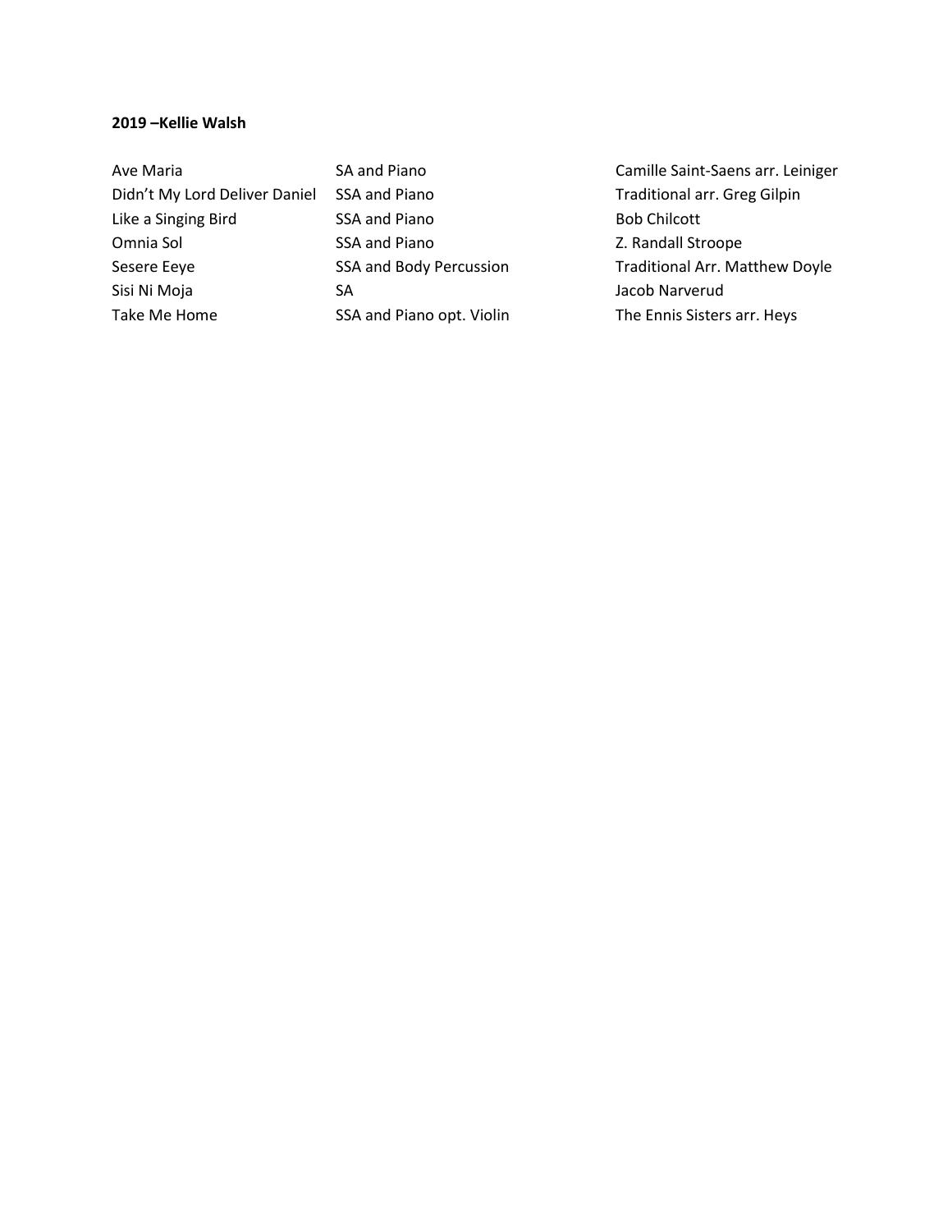**2019 –Kellie Walsh**

| | | |
|---|---|---|
| Ave Maria | SA and Piano | Camille Saint-Saens arr. Leiniger |
| Didn't My Lord Deliver Daniel | SSA and Piano | Traditional arr. Greg Gilpin |
| Like a Singing Bird | SSA and Piano | Bob Chilcott |
| Omnia Sol | SSA and Piano | Z. Randall Stroope |
| Sesere Eeye | SSA and Body Percussion | Traditional Arr. Matthew Doyle |
| Sisi Ni Moja | SA | Jacob Narverud |
| Take Me Home | SSA and Piano opt. Violin | The Ennis Sisters arr. Heys |